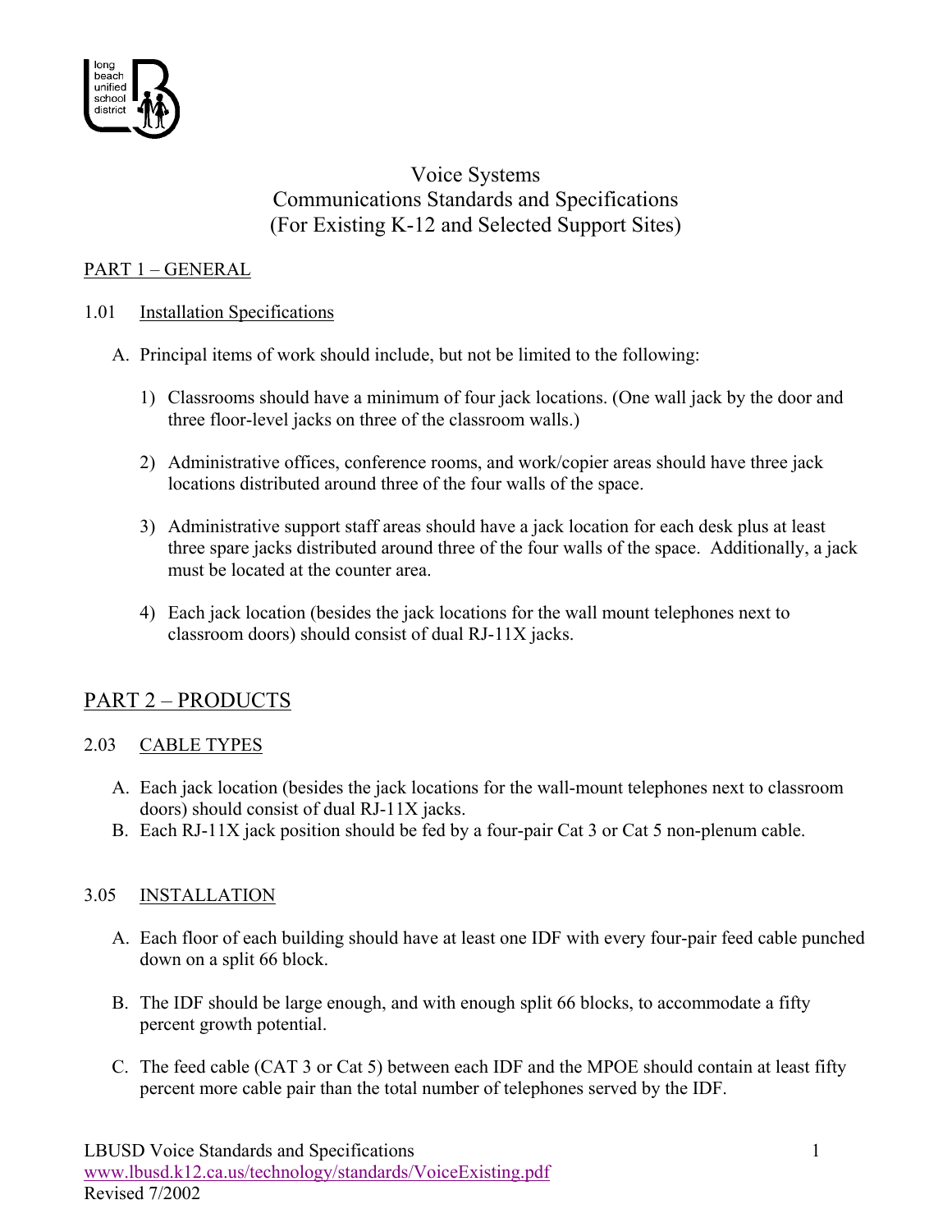# Voice Systems
# Communications Standards and Specifications
# (For Existing K-12 and Selected Support Sites)

## PART 1 – GENERAL

### 1.01 Installation Specifications

A. Principal items of work should include, but not be limited to the following:

1) Classrooms should have a minimum of four jack locations. (One wall jack by the door and three floor-level jacks on three of the classroom walls.)

2) Administrative offices, conference rooms, and work/copier areas should have three jack locations distributed around three of the four walls of the space.

3) Administrative support staff areas should have a jack location for each desk plus at least three spare jacks distributed around three of the four walls of the space. Additionally, a jack must be located at the counter area.

4) Each jack location (besides the jack locations for the wall mount telephones next to classroom doors) should consist of dual RJ-11X jacks.

## PART 2 – PRODUCTS

### 2.03 CABLE TYPES

A. Each jack location (besides the jack locations for the wall-mount telephones next to classroom doors) should consist of dual RJ-11X jacks.

B. Each RJ-11X jack position should be fed by a four-pair Cat 3 or Cat 5 non-plenum cable.

### 3.05 INSTALLATION

A. Each floor of each building should have at least one IDF with every four-pair feed cable punched down on a split 66 block.

B. The IDF should be large enough, and with enough split 66 blocks, to accommodate a fifty percent growth potential.

C. The feed cable (CAT 3 or Cat 5) between each IDF and the MPOE should contain at least fifty percent more cable pair than the total number of telephones served by the IDF.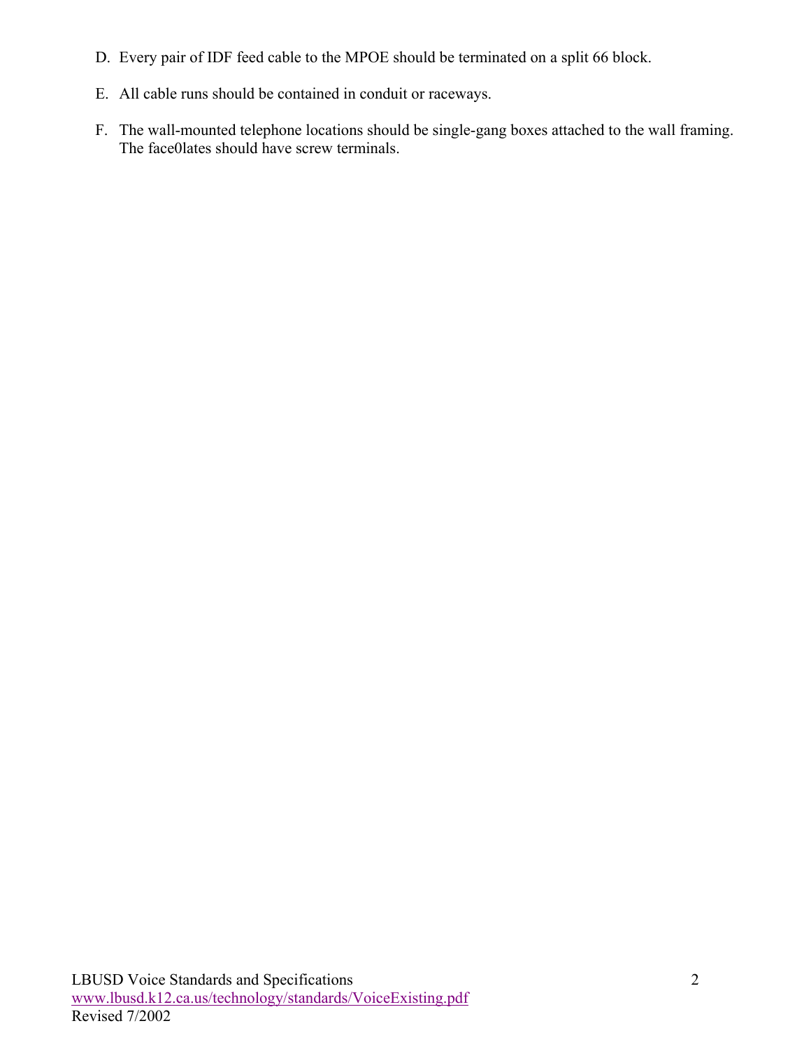D. Every pair of IDF feed cable to the MPOE should be terminated on a split 66 block.

E. All cable runs should be contained in conduit or raceways.

F. The wall-mounted telephone locations should be single-gang boxes attached to the wall framing. The face0lates should have screw terminals.